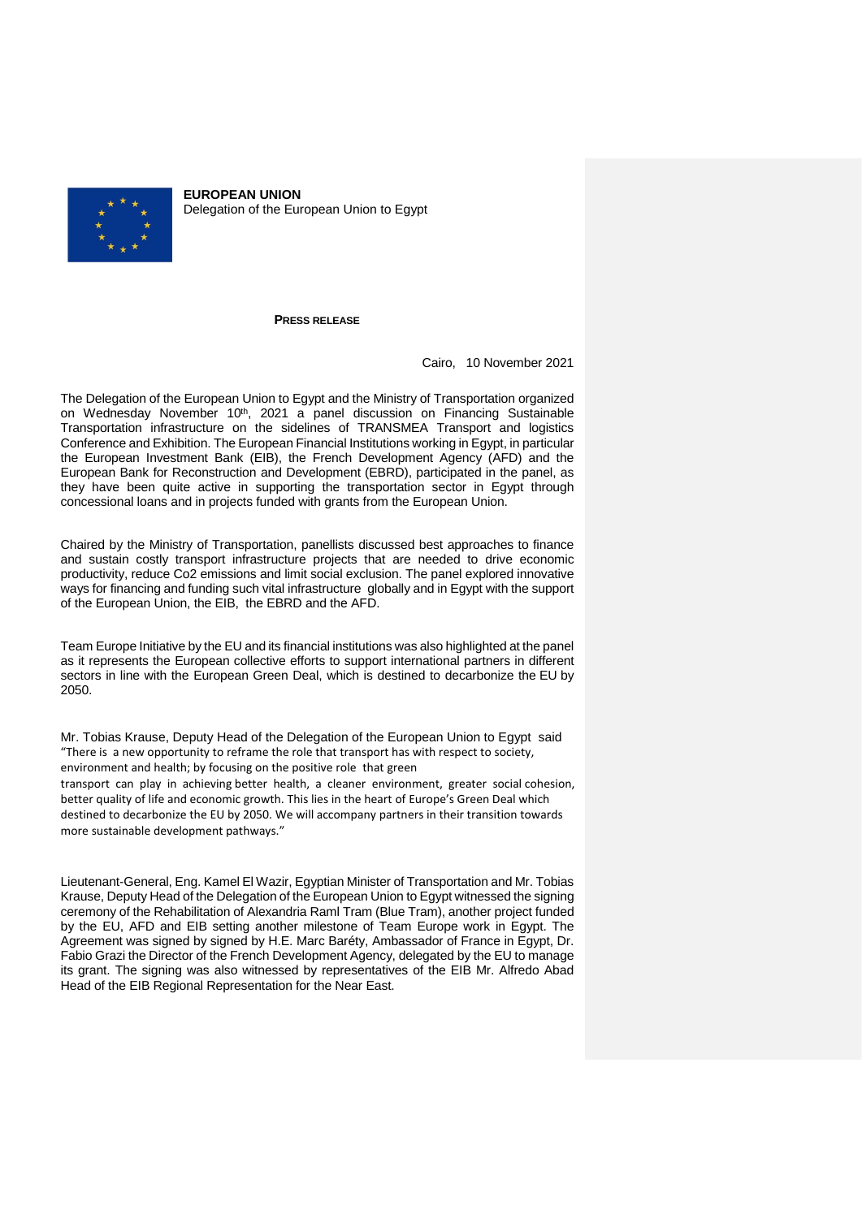**EUROPEAN UNION**
Delegation of the European Union to Egypt

**PRESS RELEASE**

Cairo, 10 November 2021

The Delegation of the European Union to Egypt and the Ministry of Transportation organized on Wednesday November 10th, 2021 a panel discussion on Financing Sustainable Transportation infrastructure on the sidelines of TRANSMEA Transport and logistics Conference and Exhibition. The European Financial Institutions working in Egypt, in particular the European Investment Bank (EIB), the French Development Agency (AFD) and the European Bank for Reconstruction and Development (EBRD), participated in the panel, as they have been quite active in supporting the transportation sector in Egypt through concessional loans and in projects funded with grants from the European Union.

Chaired by the Ministry of Transportation, panellists discussed best approaches to finance and sustain costly transport infrastructure projects that are needed to drive economic productivity, reduce Co2 emissions and limit social exclusion. The panel explored innovative ways for financing and funding such vital infrastructure globally and in Egypt with the support of the European Union, the EIB, the EBRD and the AFD.

Team Europe Initiative by the EU and its financial institutions was also highlighted at the panel as it represents the European collective efforts to support international partners in different sectors in line with the European Green Deal, which is destined to decarbonize the EU by 2050.

Mr. Tobias Krause, Deputy Head of the Delegation of the European Union to Egypt said "There is a new opportunity to reframe the role that transport has with respect to society, environment and health; by focusing on the positive role that green transport can play in achieving better health, a cleaner environment, greater social cohesion, better quality of life and economic growth. This lies in the heart of Europe's Green Deal which destined to decarbonize the EU by 2050. We will accompany partners in their transition towards more sustainable development pathways."

Lieutenant-General, Eng. Kamel El Wazir, Egyptian Minister of Transportation and Mr. Tobias Krause, Deputy Head of the Delegation of the European Union to Egypt witnessed the signing ceremony of the Rehabilitation of Alexandria Raml Tram (Blue Tram), another project funded by the EU, AFD and EIB setting another milestone of Team Europe work in Egypt. The Agreement was signed by signed by H.E. Marc Baréty, Ambassador of France in Egypt, Dr. Fabio Grazi the Director of the French Development Agency, delegated by the EU to manage its grant. The signing was also witnessed by representatives of the EIB Mr. Alfredo Abad Head of the EIB Regional Representation for the Near East.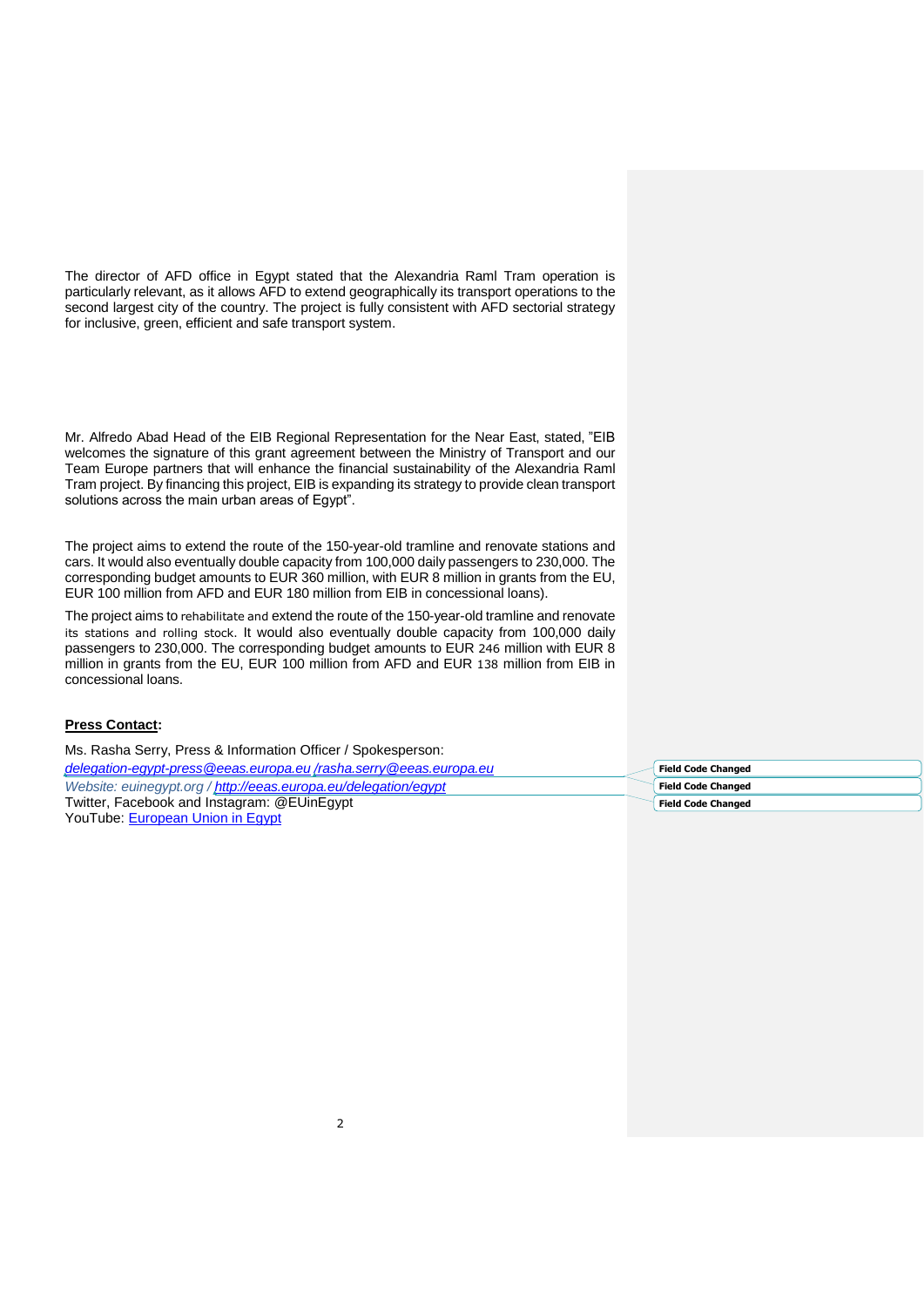The director of AFD office in Egypt stated that the Alexandria Raml Tram operation is particularly relevant, as it allows AFD to extend geographically its transport operations to the second largest city of the country. The project is fully consistent with AFD sectorial strategy for inclusive, green, efficient and safe transport system.

Mr. Alfredo Abad Head of the EIB Regional Representation for the Near East, stated, "EIB welcomes the signature of this grant agreement between the Ministry of Transport and our Team Europe partners that will enhance the financial sustainability of the Alexandria Raml Tram project. By financing this project, EIB is expanding its strategy to provide clean transport solutions across the main urban areas of Egypt".

The project aims to extend the route of the 150-year-old tramline and renovate stations and cars. It would also eventually double capacity from 100,000 daily passengers to 230,000. The corresponding budget amounts to EUR 360 million, with EUR 8 million in grants from the EU, EUR 100 million from AFD and EUR 180 million from EIB in concessional loans).

The project aims to rehabilitate and extend the route of the 150-year-old tramline and renovate its stations and rolling stock. It would also eventually double capacity from 100,000 daily passengers to 230,000. The corresponding budget amounts to EUR 246 million with EUR 8 million in grants from the EU, EUR 100 million from AFD and EUR 138 million from EIB in concessional loans.

**Press Contact:**

Ms. Rasha Serry, Press & Information Officer / Spokesperson:
*delegation-egypt-press@eeas.europa.eu /rasha.serry@eeas.europa.eu*
*Website: euinegypt.org / http://eeas.europa.eu/delegation/egypt*
Twitter, Facebook and Instagram: @EUinEgypt
YouTube: European Union in Egypt

Field Code Changed

Field Code Changed

Field Code Changed